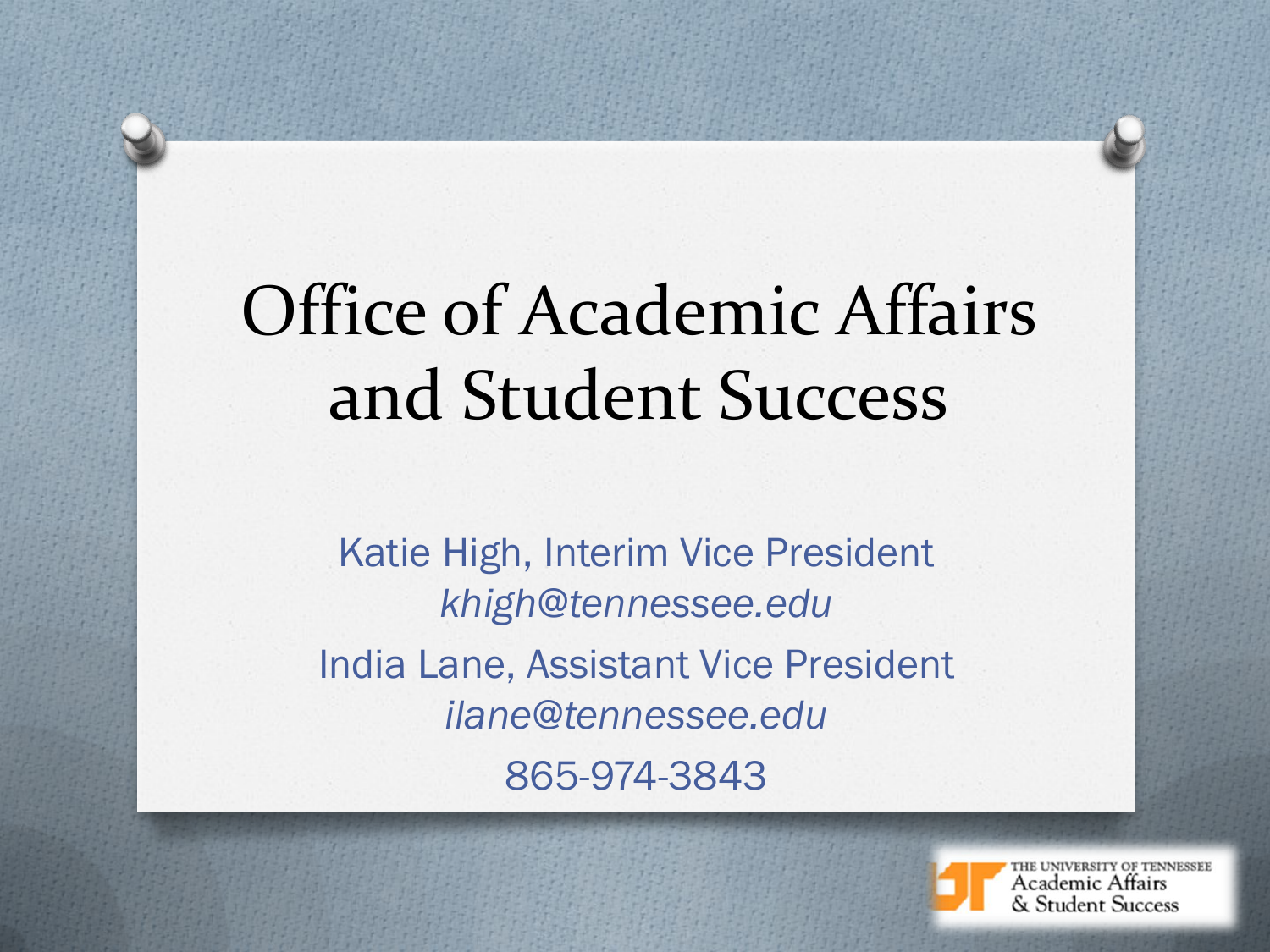# Office of Academic Affairs and Student Success

Katie High, Interim Vice President

*khigh@tennessee.edu*

India Lane, Assistant Vice President

*ilane@tennessee.edu*

865-974-3843

THE UNIVERSITY OF TENNESSEE
Academic Affairs
& Student Success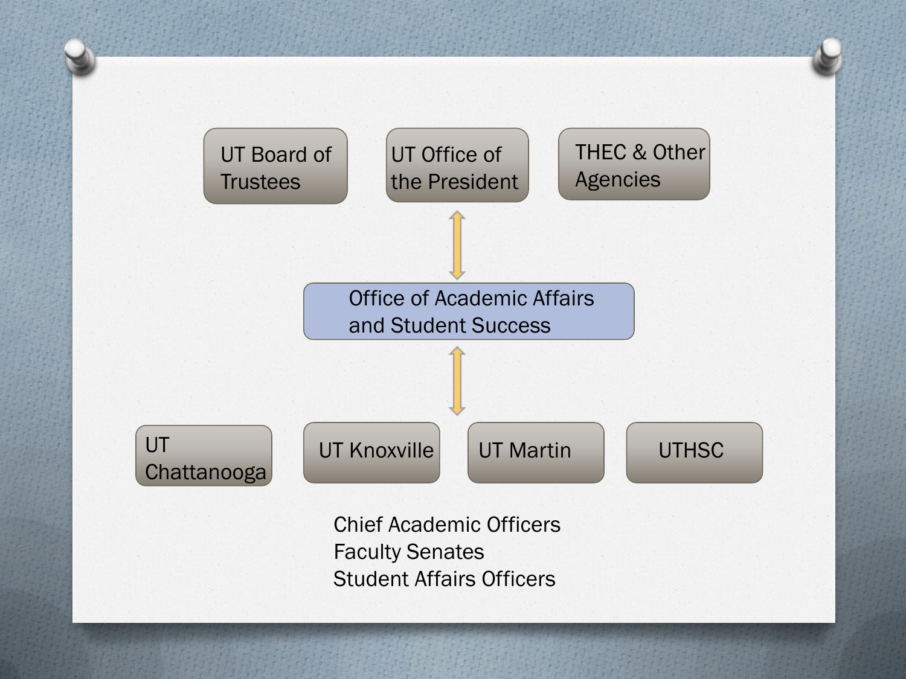UT Board of Trustees

UT Office of the President

THEC & Other Agencies

Office of Academic Affairs and Student Success

UT Chattanooga

UT Knoxville

UT Martin

UTHSC

Chief Academic Officers
Faculty Senates
Student Affairs Officers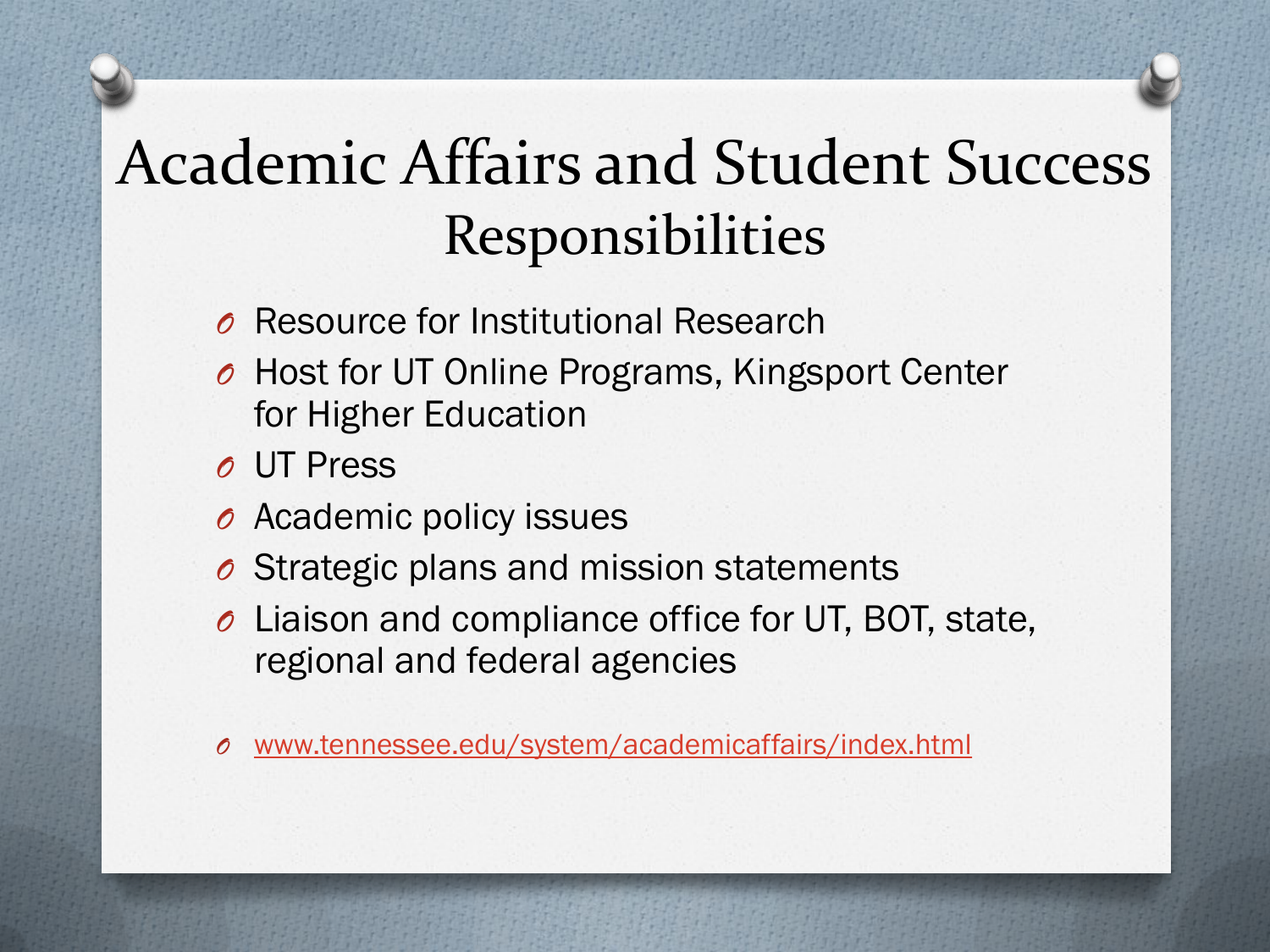# Academic Affairs and Student Success Responsibilities

- Resource for Institutional Research
- Host for UT Online Programs, Kingsport Center for Higher Education
- UT Press
- Academic policy issues
- Strategic plans and mission statements
- Liaison and compliance office for UT, BOT, state, regional and federal agencies

- www.tennessee.edu/system/academicaffairs/index.html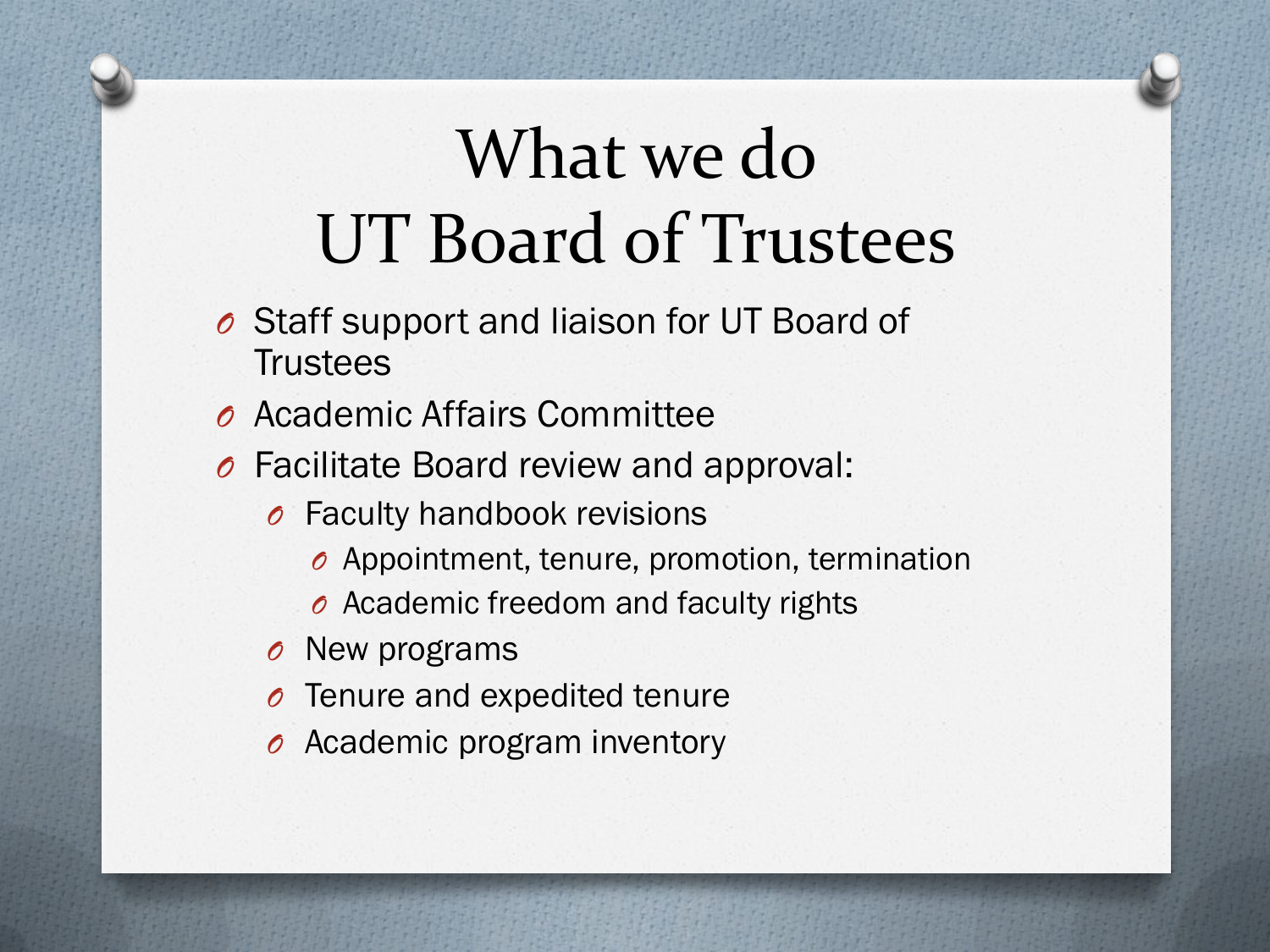# What we do
# UT Board of Trustees

- Staff support and liaison for UT Board of Trustees
- Academic Affairs Committee
- Facilitate Board review and approval:
  - Faculty handbook revisions
    - Appointment, tenure, promotion, termination
    - Academic freedom and faculty rights
  - New programs
  - Tenure and expedited tenure
  - Academic program inventory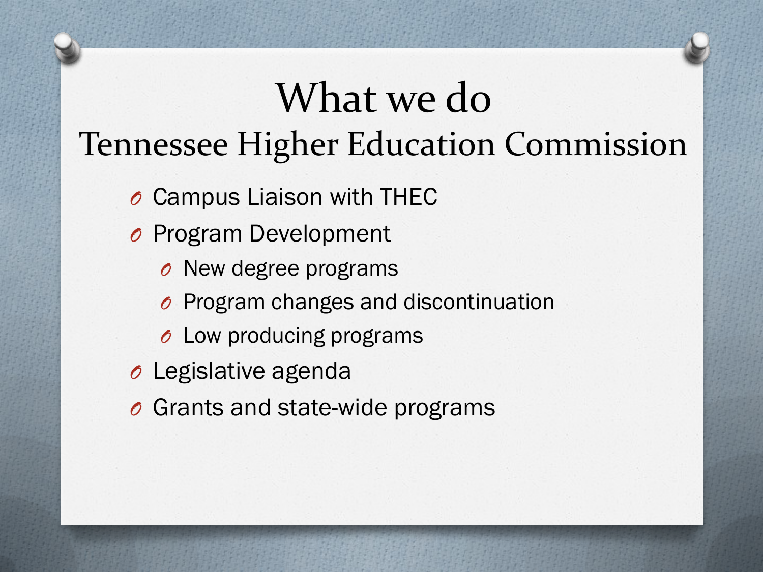# What we do
## Tennessee Higher Education Commission

- Campus Liaison with THEC
- Program Development
  - New degree programs
  - Program changes and discontinuation
  - Low producing programs
- Legislative agenda
- Grants and state-wide programs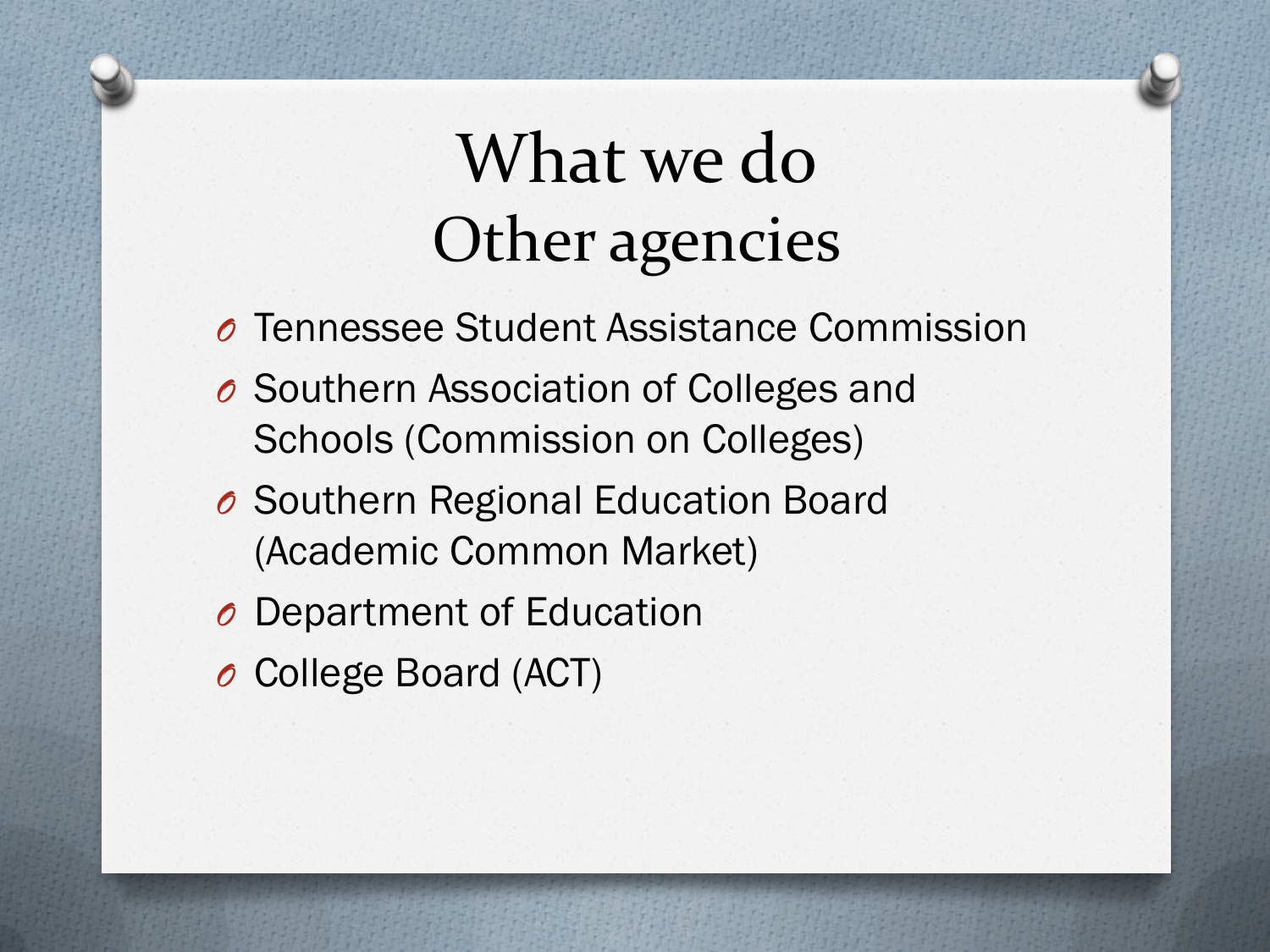# What we do
## Other agencies

- Tennessee Student Assistance Commission
- Southern Association of Colleges and Schools (Commission on Colleges)
- Southern Regional Education Board (Academic Common Market)
- Department of Education
- College Board (ACT)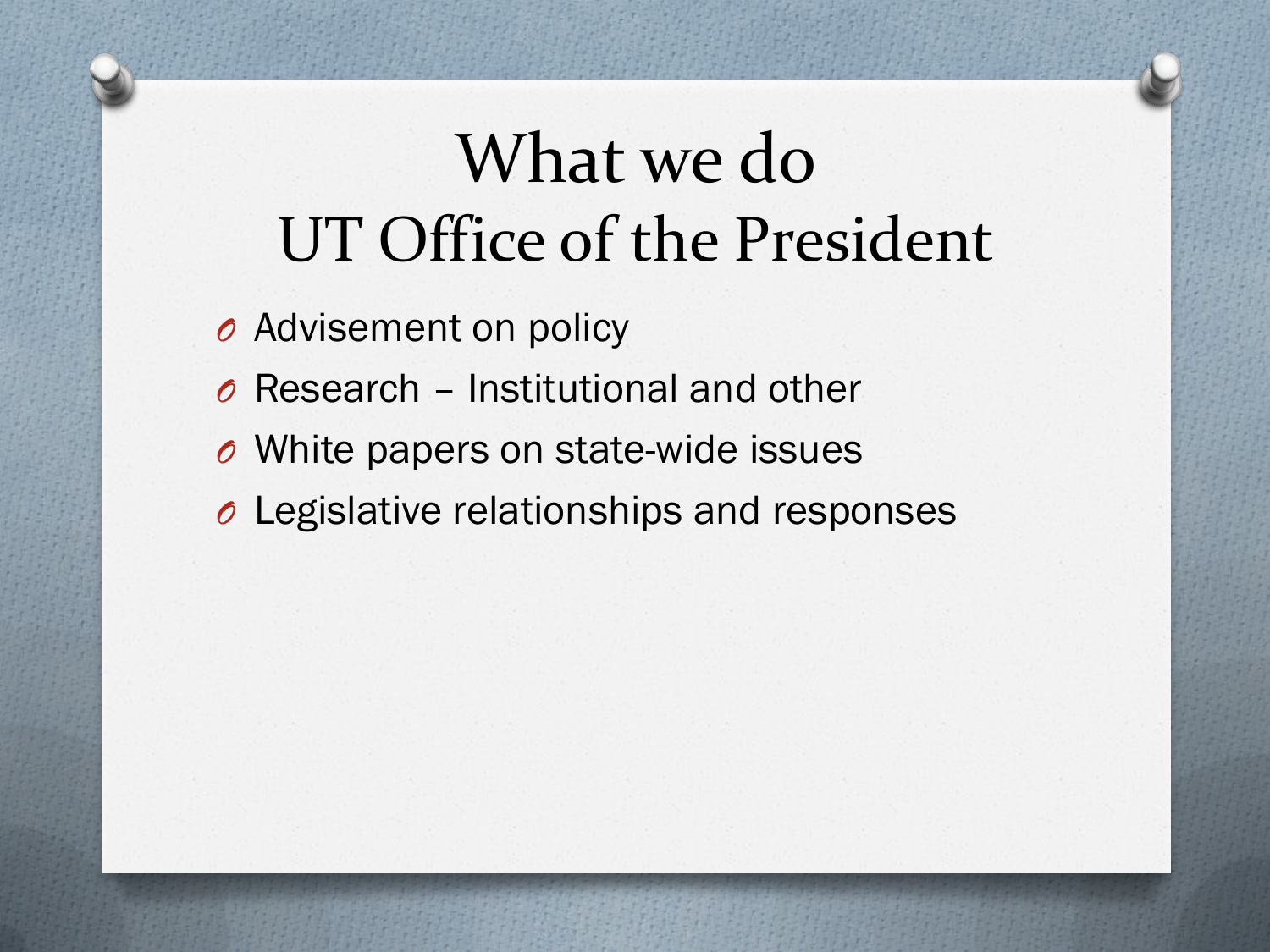# What we do
# UT Office of the President

- Advisement on policy
- Research – Institutional and other
- White papers on state-wide issues
- Legislative relationships and responses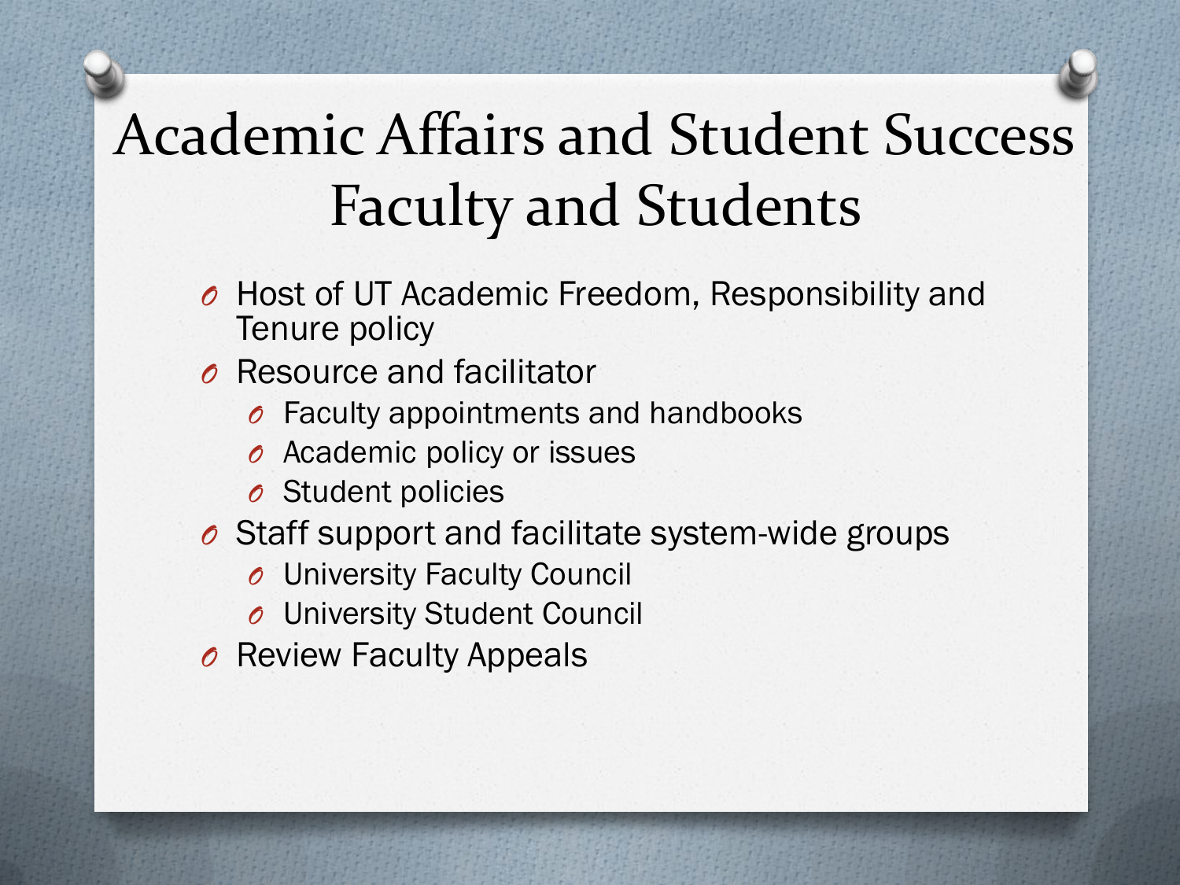# Academic Affairs and Student Success Faculty and Students

- Host of UT Academic Freedom, Responsibility and Tenure policy
- Resource and facilitator
  - Faculty appointments and handbooks
  - Academic policy or issues
  - Student policies
- Staff support and facilitate system-wide groups
  - University Faculty Council
  - University Student Council
- Review Faculty Appeals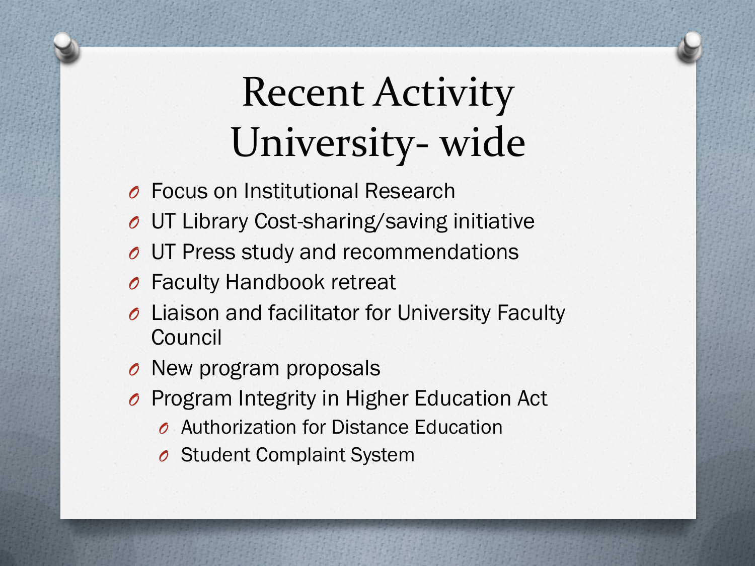# Recent Activity University- wide

- Focus on Institutional Research
- UT Library Cost-sharing/saving initiative
- UT Press study and recommendations
- Faculty Handbook retreat
- Liaison and facilitator for University Faculty Council
- New program proposals
- Program Integrity in Higher Education Act
  - Authorization for Distance Education
  - Student Complaint System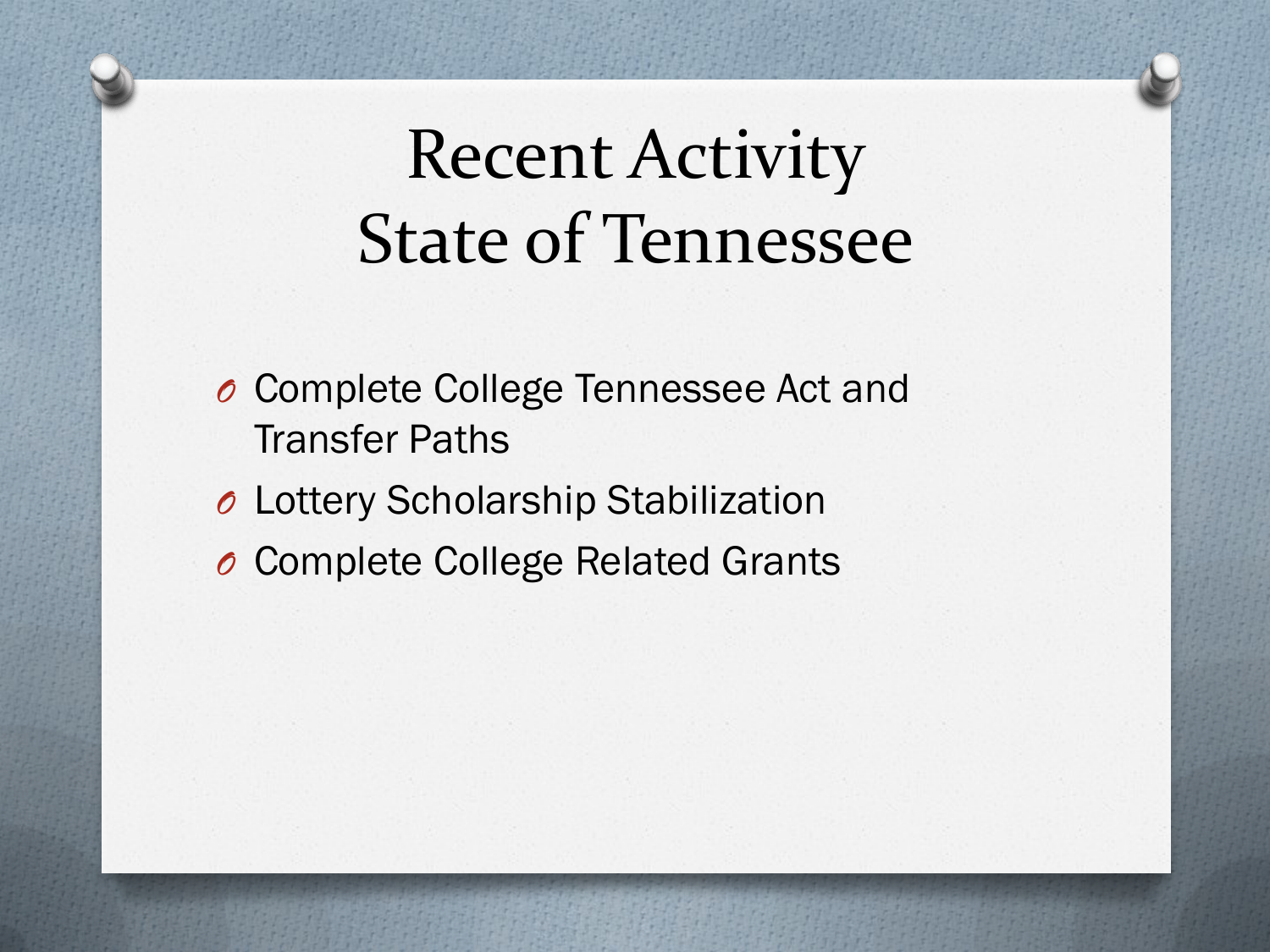# Recent Activity
# State of Tennessee

- Complete College Tennessee Act and Transfer Paths
- Lottery Scholarship Stabilization
- Complete College Related Grants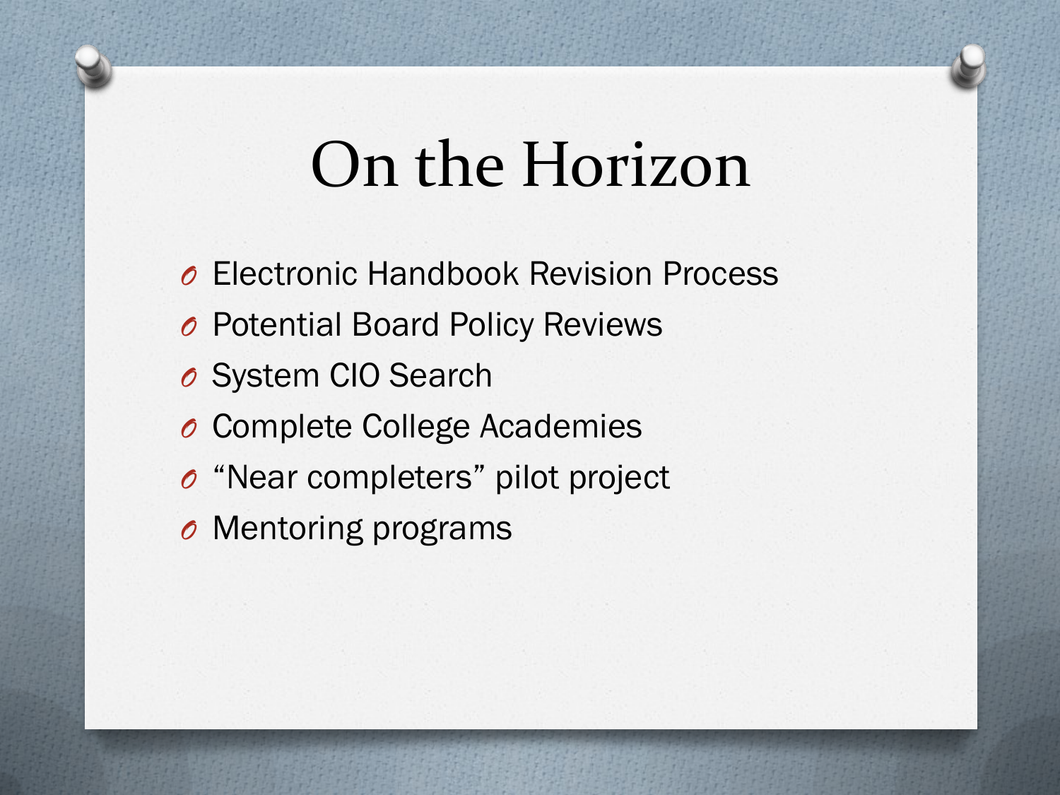# On the Horizon

- Electronic Handbook Revision Process
- Potential Board Policy Reviews
- System CIO Search
- Complete College Academies
- "Near completers" pilot project
- Mentoring programs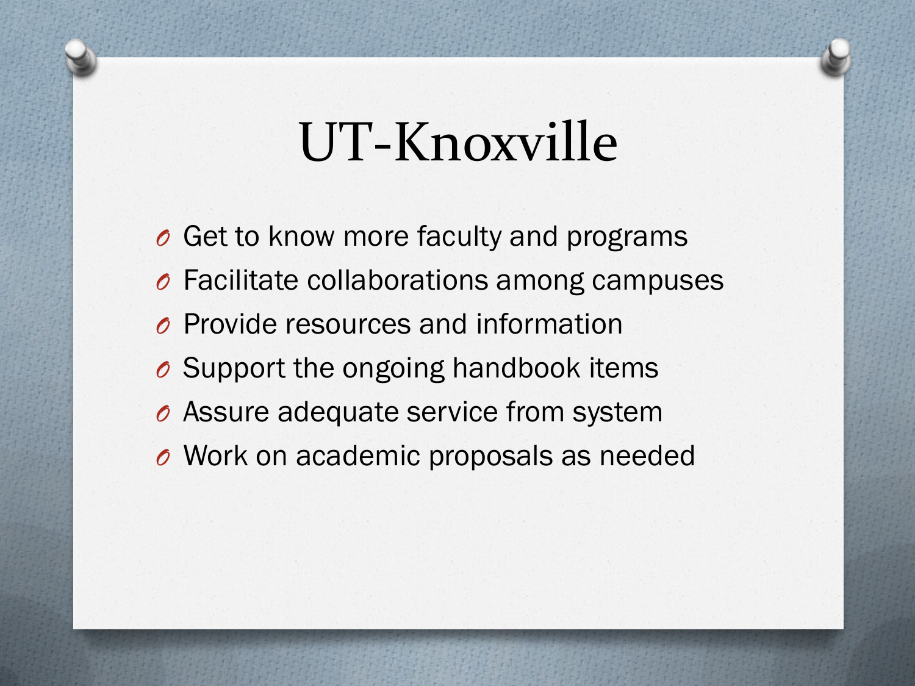# UT-Knoxville

- Get to know more faculty and programs
- Facilitate collaborations among campuses
- Provide resources and information
- Support the ongoing handbook items
- Assure adequate service from system
- Work on academic proposals as needed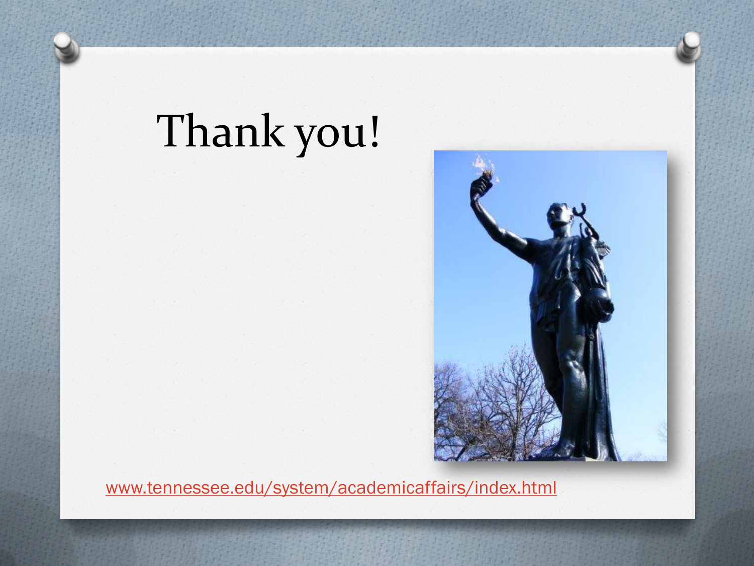# Thank you!

www.tennessee.edu/system/academicaffairs/index.html